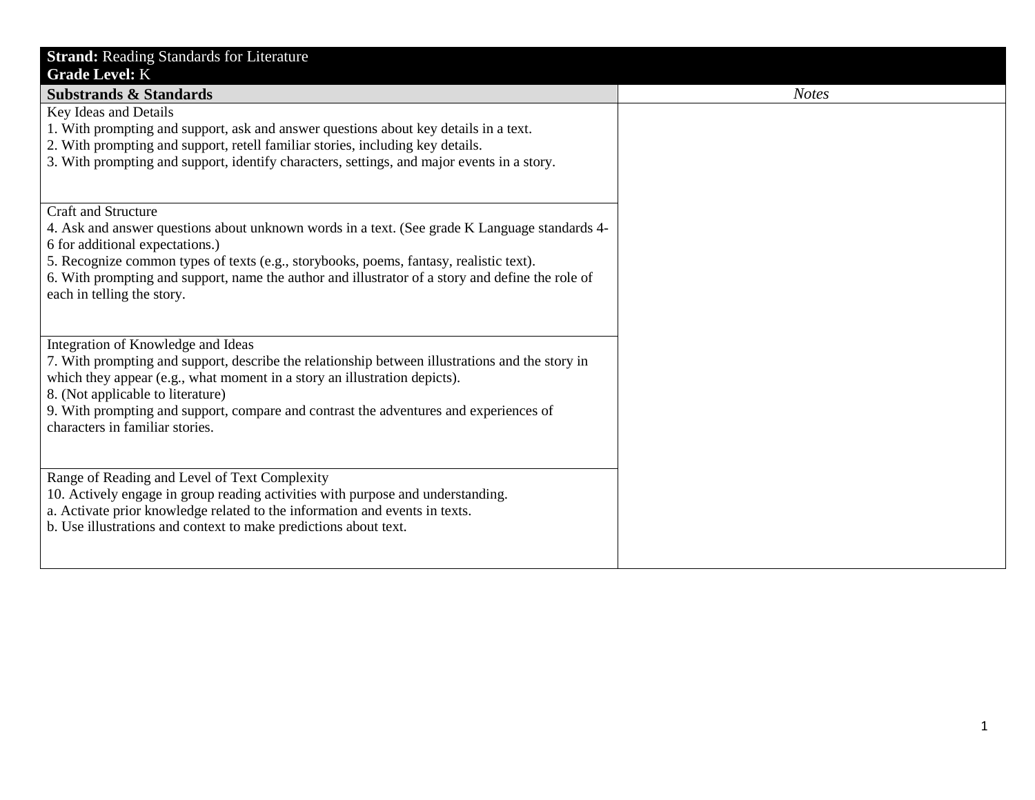| **Strand:** Reading Standards for Literature<br>**Grade Level:** K | |
|---|---|
| **Substrands & Standards** | *Notes* |
| Key Ideas and Details<br>1. With prompting and support, ask and answer questions about key details in a text.<br>2. With prompting and support, retell familiar stories, including key details.<br>3. With prompting and support, identify characters, settings, and major events in a story. | |
| Craft and Structure<br>4. Ask and answer questions about unknown words in a text. (See grade K Language standards 4-6 for additional expectations.)<br>5. Recognize common types of texts (e.g., storybooks, poems, fantasy, realistic text).<br>6. With prompting and support, name the author and illustrator of a story and define the role of each in telling the story. | |
| Integration of Knowledge and Ideas<br>7. With prompting and support, describe the relationship between illustrations and the story in which they appear (e.g., what moment in a story an illustration depicts).<br>8. (Not applicable to literature)<br>9. With prompting and support, compare and contrast the adventures and experiences of characters in familiar stories. | |
| Range of Reading and Level of Text Complexity<br>10. Actively engage in group reading activities with purpose and understanding.<br>a. Activate prior knowledge related to the information and events in texts.<br>b. Use illustrations and context to make predictions about text. | |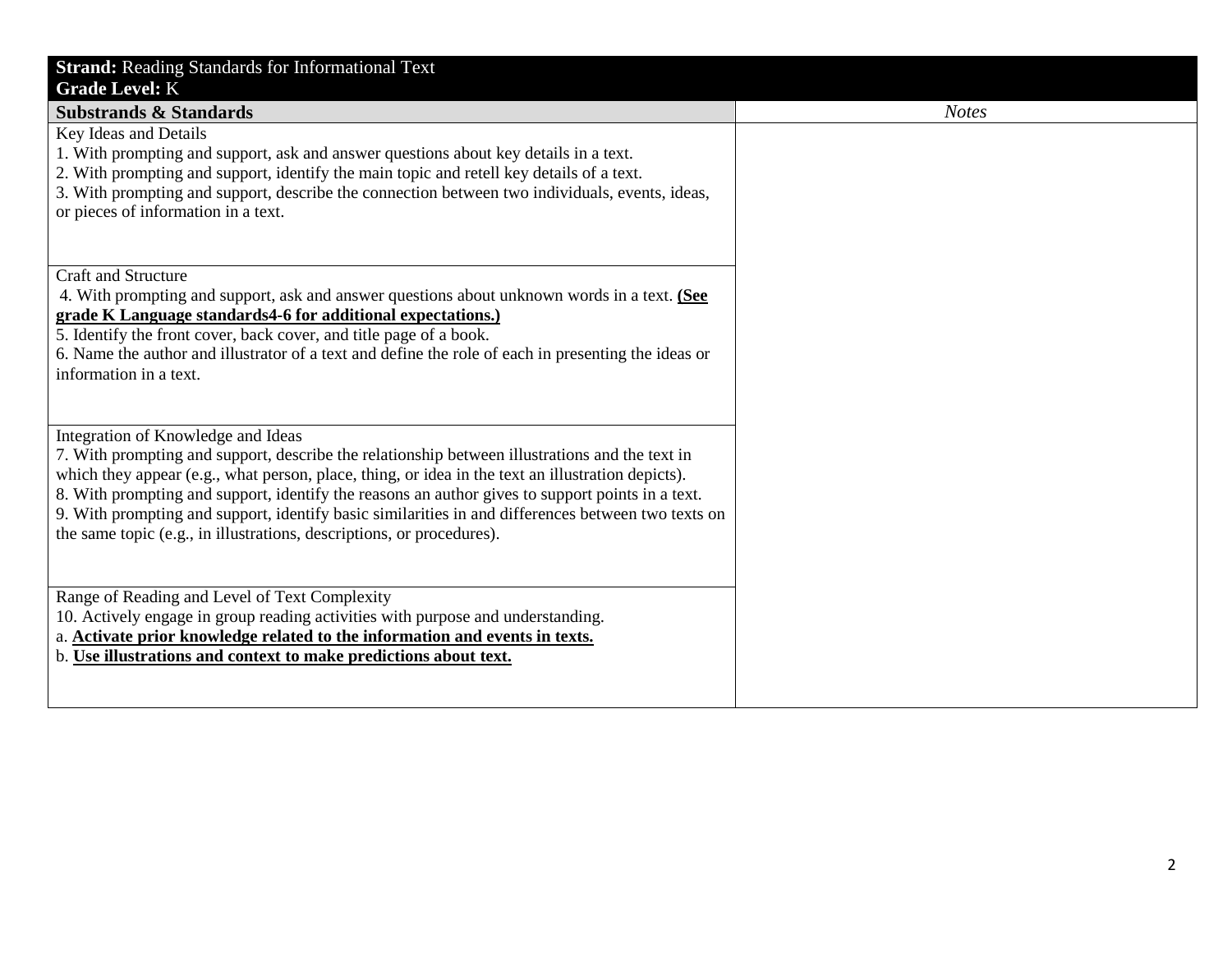| **Strand:** Reading Standards for Informational Text<br>**Grade Level:** K | |
|---|---|
| **Substrands & Standards** | *Notes* |
| Key Ideas and Details<br>1. With prompting and support, ask and answer questions about key details in a text.<br>2. With prompting and support, identify the main topic and retell key details of a text.<br>3. With prompting and support, describe the connection between two individuals, events, ideas, or pieces of information in a text. | |
| Craft and Structure<br>4. With prompting and support, ask and answer questions about unknown words in a text. **(See grade K Language standards4-6 for additional expectations.)**<br>5. Identify the front cover, back cover, and title page of a book.<br>6. Name the author and illustrator of a text and define the role of each in presenting the ideas or information in a text. | |
| Integration of Knowledge and Ideas<br>7. With prompting and support, describe the relationship between illustrations and the text in which they appear (e.g., what person, place, thing, or idea in the text an illustration depicts).<br>8. With prompting and support, identify the reasons an author gives to support points in a text.<br>9. With prompting and support, identify basic similarities in and differences between two texts on the same topic (e.g., in illustrations, descriptions, or procedures). | |
| Range of Reading and Level of Text Complexity<br>10. Actively engage in group reading activities with purpose and understanding.<br>a. **Activate prior knowledge related to the information and events in texts.**<br>b. **Use illustrations and context to make predictions about text.** | |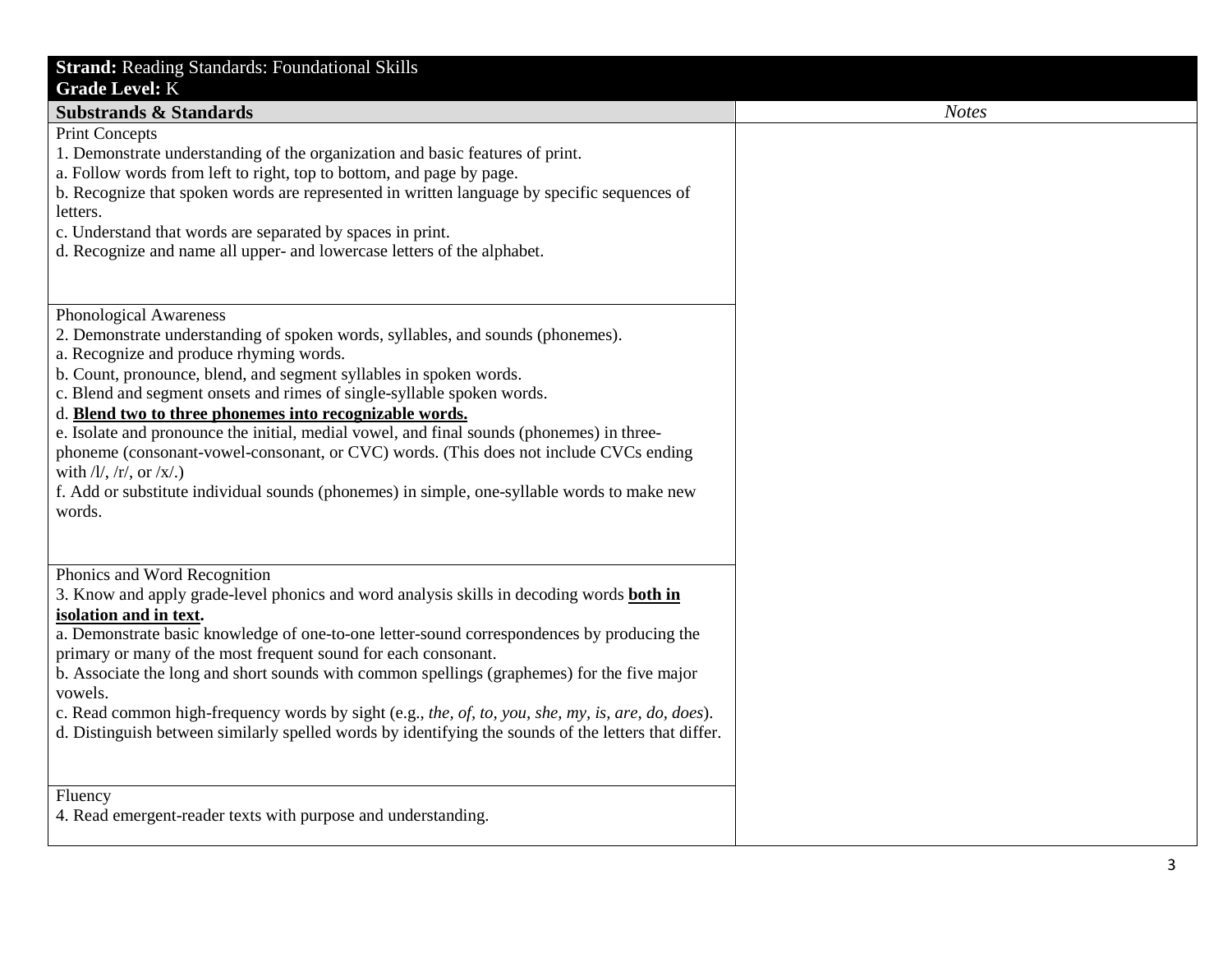| **Strand:** Reading Standards: Foundational Skills<br>**Grade Level:** K | |
|---|---|
| **Substrands & Standards** | *Notes* |
| Print Concepts<br>1. Demonstrate understanding of the organization and basic features of print.<br>a. Follow words from left to right, top to bottom, and page by page.<br>b. Recognize that spoken words are represented in written language by specific sequences of letters.<br>c. Understand that words are separated by spaces in print.<br>d. Recognize and name all upper- and lowercase letters of the alphabet. | |
| Phonological Awareness<br>2. Demonstrate understanding of spoken words, syllables, and sounds (phonemes).<br>a. Recognize and produce rhyming words.<br>b. Count, pronounce, blend, and segment syllables in spoken words.<br>c. Blend and segment onsets and rimes of single-syllable spoken words.<br>d. **<u>Blend two to three phonemes into recognizable words.</u>**<br>e. Isolate and pronounce the initial, medial vowel, and final sounds (phonemes) in three-phoneme (consonant-vowel-consonant, or CVC) words. (This does not include CVCs ending with /l/, /r/, or /x/.)<br>f. Add or substitute individual sounds (phonemes) in simple, one-syllable words to make new words. | |
| Phonics and Word Recognition<br>3. Know and apply grade-level phonics and word analysis skills in decoding words **<u>both in isolation and in text</u>.**<br>a. Demonstrate basic knowledge of one-to-one letter-sound correspondences by producing the primary or many of the most frequent sound for each consonant.<br>b. Associate the long and short sounds with common spellings (graphemes) for the five major vowels.<br>c. Read common high-frequency words by sight (e.g., *the, of, to, you, she, my, is, are, do, does*).<br>d. Distinguish between similarly spelled words by identifying the sounds of the letters that differ. | |
| Fluency<br>4. Read emergent-reader texts with purpose and understanding. | |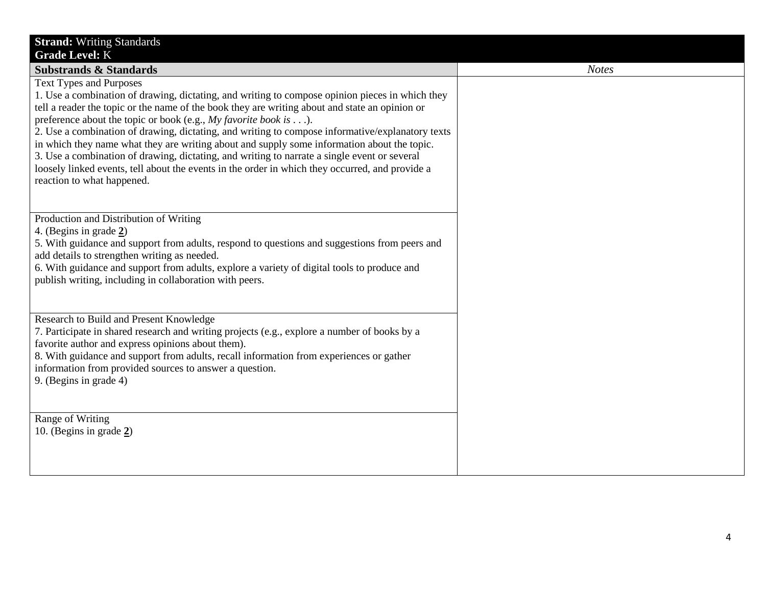| **Strand:** Writing Standards<br>**Grade Level:** K | |
|---|---|
| **Substrands & Standards** | *Notes* |
| Text Types and Purposes<br>1. Use a combination of drawing, dictating, and writing to compose opinion pieces in which they tell a reader the topic or the name of the book they are writing about and state an opinion or preference about the topic or book (e.g., *My favorite book is . . .*).<br>2. Use a combination of drawing, dictating, and writing to compose informative/explanatory texts in which they name what they are writing about and supply some information about the topic.<br>3. Use a combination of drawing, dictating, and writing to narrate a single event or several loosely linked events, tell about the events in the order in which they occurred, and provide a reaction to what happened. | |
| Production and Distribution of Writing<br>4. (Begins in grade **2**)<br>5. With guidance and support from adults, respond to questions and suggestions from peers and add details to strengthen writing as needed.<br>6. With guidance and support from adults, explore a variety of digital tools to produce and publish writing, including in collaboration with peers. | |
| Research to Build and Present Knowledge<br>7. Participate in shared research and writing projects (e.g., explore a number of books by a favorite author and express opinions about them).<br>8. With guidance and support from adults, recall information from experiences or gather information from provided sources to answer a question.<br>9. (Begins in grade 4) | |
| Range of Writing<br>10. (Begins in grade **2**) | |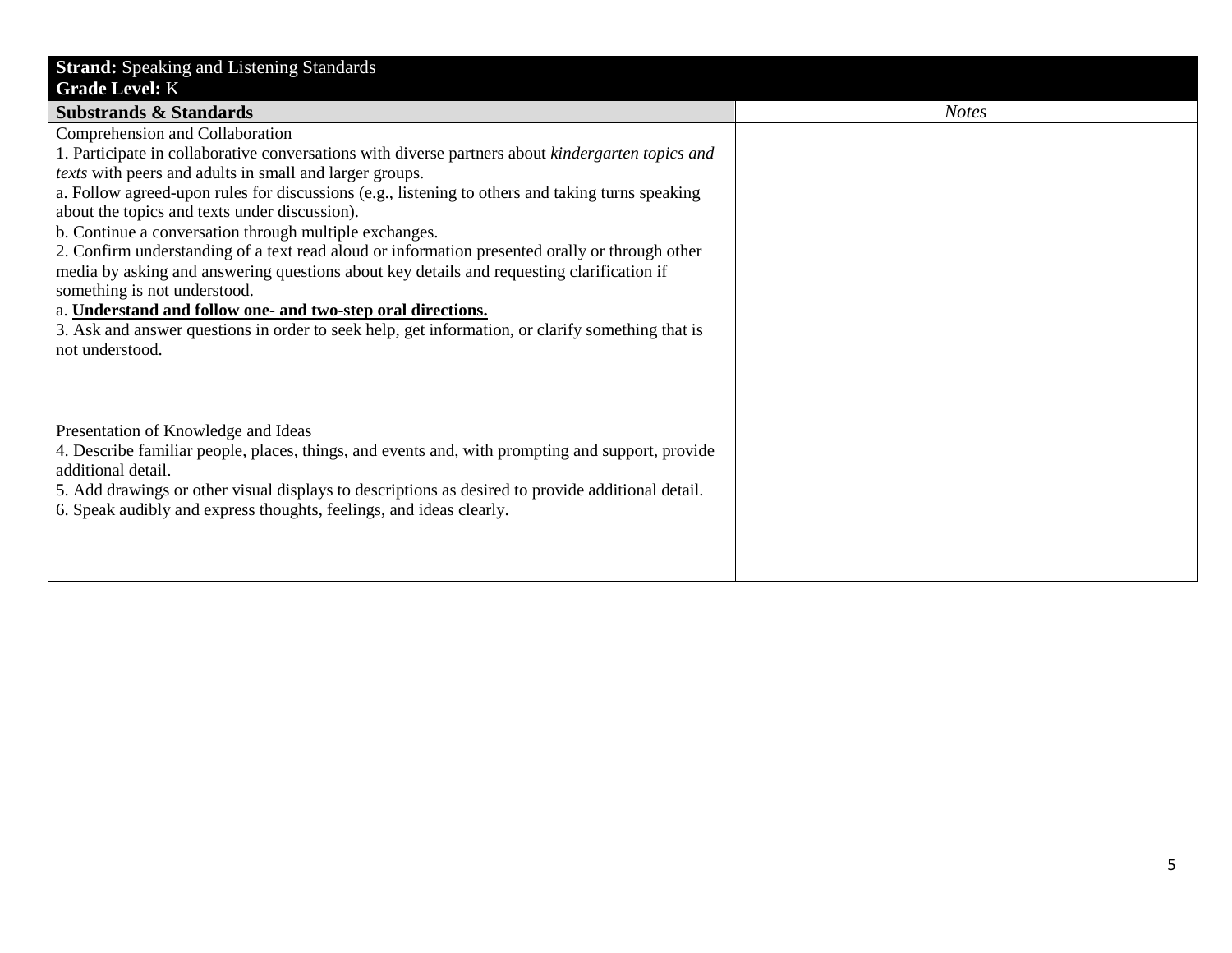| **Strand:** Speaking and Listening Standards<br>**Grade Level:** K | |
|---|---|
| **Substrands & Standards** | *Notes* |
| Comprehension and Collaboration<br>1. Participate in collaborative conversations with diverse partners about *kindergarten topics and texts* with peers and adults in small and larger groups.<br>a. Follow agreed-upon rules for discussions (e.g., listening to others and taking turns speaking about the topics and texts under discussion).<br>b. Continue a conversation through multiple exchanges.<br>2. Confirm understanding of a text read aloud or information presented orally or through other media by asking and answering questions about key details and requesting clarification if something is not understood.<br>a. **<u>Understand and follow one- and two-step oral directions.</u>**<br>3. Ask and answer questions in order to seek help, get information, or clarify something that is not understood. | |
| Presentation of Knowledge and Ideas<br>4. Describe familiar people, places, things, and events and, with prompting and support, provide additional detail.<br>5. Add drawings or other visual displays to descriptions as desired to provide additional detail.<br>6. Speak audibly and express thoughts, feelings, and ideas clearly. | |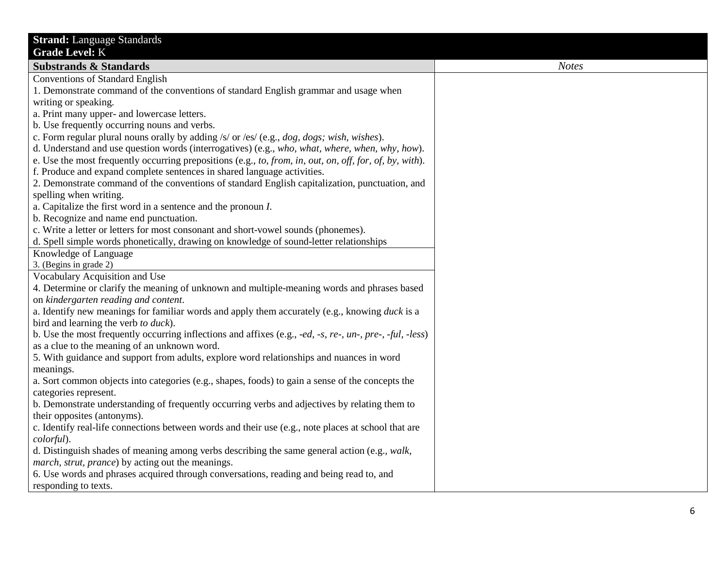| **Strand:** Language Standards<br>**Grade Level:** K | |
|---|---|
| **Substrands & Standards** | *Notes* |
| Conventions of Standard English<br>1. Demonstrate command of the conventions of standard English grammar and usage when writing or speaking.<br>a. Print many upper- and lowercase letters.<br>b. Use frequently occurring nouns and verbs.<br>c. Form regular plural nouns orally by adding /s/ or /es/ (e.g., *dog, dogs; wish, wishes*).<br>d. Understand and use question words (interrogatives) (e.g., *who, what, where, when, why, how*).<br>e. Use the most frequently occurring prepositions (e.g., *to, from, in, out, on, off, for, of, by, with*).<br>f. Produce and expand complete sentences in shared language activities.<br>2. Demonstrate command of the conventions of standard English capitalization, punctuation, and spelling when writing.<br>a. Capitalize the first word in a sentence and the pronoun *I*.<br>b. Recognize and name end punctuation.<br>c. Write a letter or letters for most consonant and short-vowel sounds (phonemes).<br>d. Spell simple words phonetically, drawing on knowledge of sound-letter relationships | |
| Knowledge of Language<br>3. (Begins in grade 2) | |
| Vocabulary Acquisition and Use<br>4. Determine or clarify the meaning of unknown and multiple-meaning words and phrases based on *kindergarten reading and content*.<br>a. Identify new meanings for familiar words and apply them accurately (e.g., knowing *duck* is a bird and learning the verb *to duck*).<br>b. Use the most frequently occurring inflections and affixes (e.g., *-ed, -s, re-, un-, pre-, -ful, -less*) as a clue to the meaning of an unknown word.<br>5. With guidance and support from adults, explore word relationships and nuances in word meanings.<br>a. Sort common objects into categories (e.g., shapes, foods) to gain a sense of the concepts the categories represent.<br>b. Demonstrate understanding of frequently occurring verbs and adjectives by relating them to their opposites (antonyms).<br>c. Identify real-life connections between words and their use (e.g., note places at school that are *colorful*).<br>d. Distinguish shades of meaning among verbs describing the same general action (e.g., *walk, march, strut, prance*) by acting out the meanings.<br>6. Use words and phrases acquired through conversations, reading and being read to, and responding to texts. | |